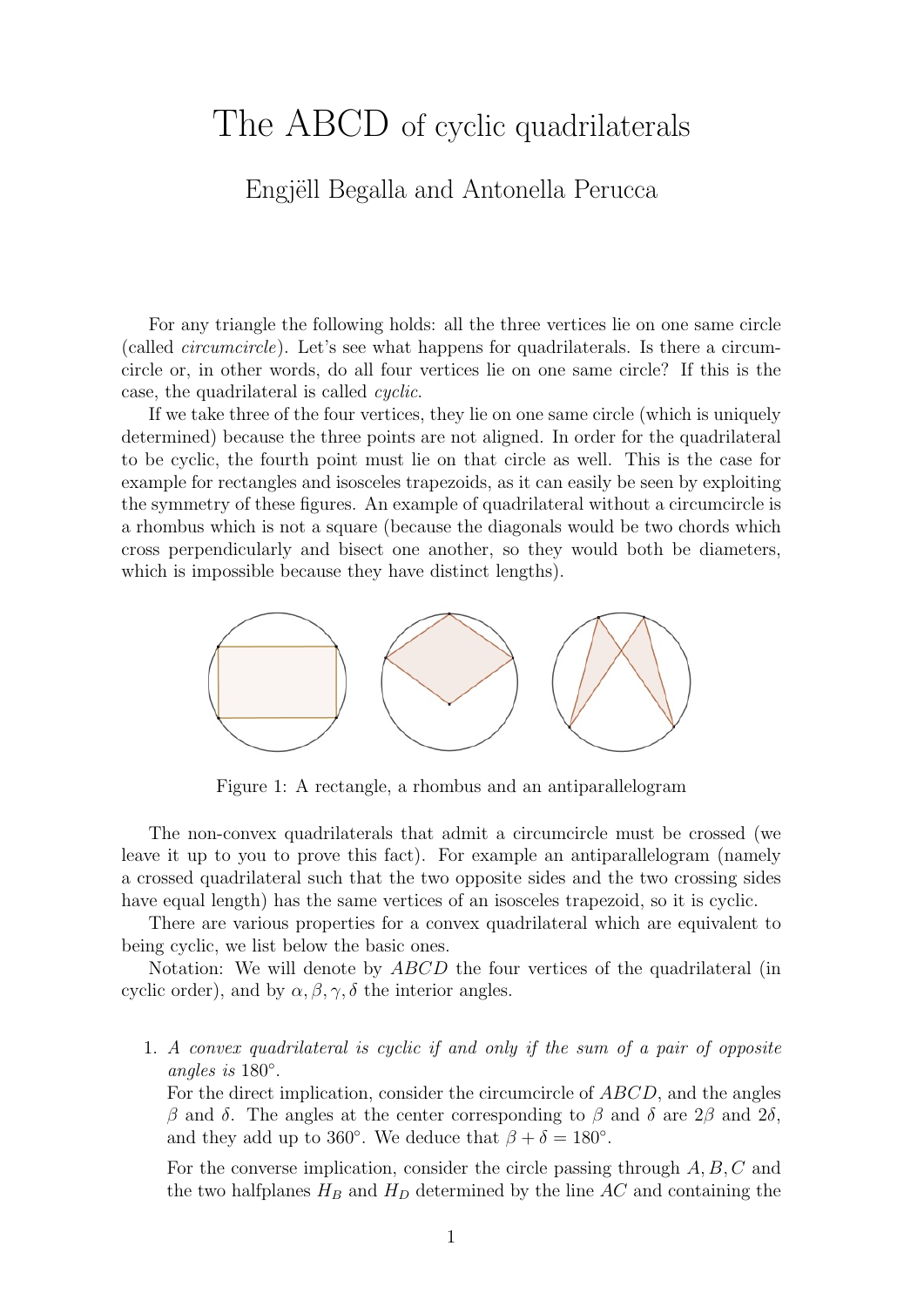# The ABCD of cyclic quadrilaterals

Engjëll Begalla and Antonella Perucca

For any triangle the following holds: all the three vertices lie on one same circle (called *circumcircle*). Let's see what happens for quadrilaterals. Is there a circumcircle or, in other words, do all four vertices lie on one same circle? If this is the case, the quadrilateral is called *cyclic*.

If we take three of the four vertices, they lie on one same circle (which is uniquely determined) because the three points are not aligned. In order for the quadrilateral to be cyclic, the fourth point must lie on that circle as well. This is the case for example for rectangles and isosceles trapezoids, as it can easily be seen by exploiting the symmetry of these figures. An example of quadrilateral without a circumcircle is a rhombus which is not a square (because the diagonals would be two chords which cross perpendicularly and bisect one another, so they would both be diameters, which is impossible because they have distinct lengths).

Figure 1: A rectangle, a rhombus and an antiparallelogram

The non-convex quadrilaterals that admit a circumcircle must be crossed (we leave it up to you to prove this fact). For example an antiparallelogram (namely a crossed quadrilateral such that the two opposite sides and the two crossing sides have equal length) has the same vertices of an isosceles trapezoid, so it is cyclic.

There are various properties for a convex quadrilateral which are equivalent to being cyclic, we list below the basic ones.

Notation: We will denote by $ABCD$ the four vertices of the quadrilateral (in cyclic order), and by $\alpha, \beta, \gamma, \delta$ the interior angles.

1. *A convex quadrilateral is cyclic if and only if the sum of a pair of opposite angles is* $180°$.

   For the direct implication, consider the circumcircle of $ABCD$, and the angles $\beta$ and $\delta$. The angles at the center corresponding to $\beta$ and $\delta$ are $2\beta$ and $2\delta$, and they add up to $360°$. We deduce that $\beta + \delta = 180°$.

   For the converse implication, consider the circle passing through $A, B, C$ and the two halfplanes $H_B$ and $H_D$ determined by the line $AC$ and containing the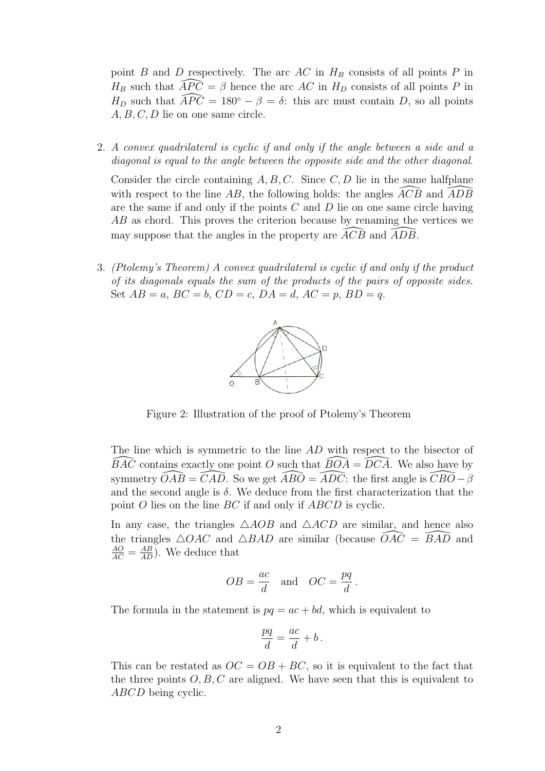point $B$ and $D$ respectively. The arc $AC$ in $H_B$ consists of all points $P$ in $H_B$ such that $\widehat{APC} = \beta$ hence the arc $AC$ in $H_D$ consists of all points $P$ in $H_D$ such that $\widehat{APC} = 180° - \beta = \delta$: this arc must contain $D$, so all points $A, B, C, D$ lie on one same circle.

2. *A convex quadrilateral is cyclic if and only if the angle between a side and a diagonal is equal to the angle between the opposite side and the other diagonal.*

   Consider the circle containing $A, B, C$. Since $C, D$ lie in the same halfplane with respect to the line $AB$, the following holds: the angles $\widehat{ACB}$ and $\widehat{ADB}$ are the same if and only if the points $C$ and $D$ lie on one same circle having $AB$ as chord. This proves the criterion because by renaming the vertices we may suppose that the angles in the property are $\widehat{ACB}$ and $\widehat{ADB}$.

3. *(Ptolemy's Theorem) A convex quadrilateral is cyclic if and only if the product of its diagonals equals the sum of the products of the pairs of opposite sides.* Set $AB = a$, $BC = b$, $CD = c$, $DA = d$, $AC = p$, $BD = q$.

   Figure 2: Illustration of the proof of Ptolemy's Theorem

   The line which is symmetric to the line $AD$ with respect to the bisector of $\widehat{BAC}$ contains exactly one point $O$ such that $\widehat{BOA} = \widehat{DCA}$. We also have by symmetry $\widehat{OAB} = \widehat{CAD}$. So we get $\widehat{ABO} = \widehat{ADC}$: the first angle is $\widehat{CBO} - \beta$ and the second angle is $\delta$. We deduce from the first characterization that the point $O$ lies on the line $BC$ if and only if $ABCD$ is cyclic.

   In any case, the triangles $\triangle AOB$ and $\triangle ACD$ are similar, and hence also the triangles $\triangle OAC$ and $\triangle BAD$ are similar (because $\widehat{OAC} = \widehat{BAD}$ and $\frac{AO}{AC} = \frac{AB}{AD}$). We deduce that

   $$OB = \frac{ac}{d} \quad \text{and} \quad OC = \frac{pq}{d}\,.$$

   The formula in the statement is $pq = ac + bd$, which is equivalent to

   $$\frac{pq}{d} = \frac{ac}{d} + b\,.$$

   This can be restated as $OC = OB + BC$, so it is equivalent to the fact that the three points $O, B, C$ are aligned. We have seen that this is equivalent to $ABCD$ being cyclic.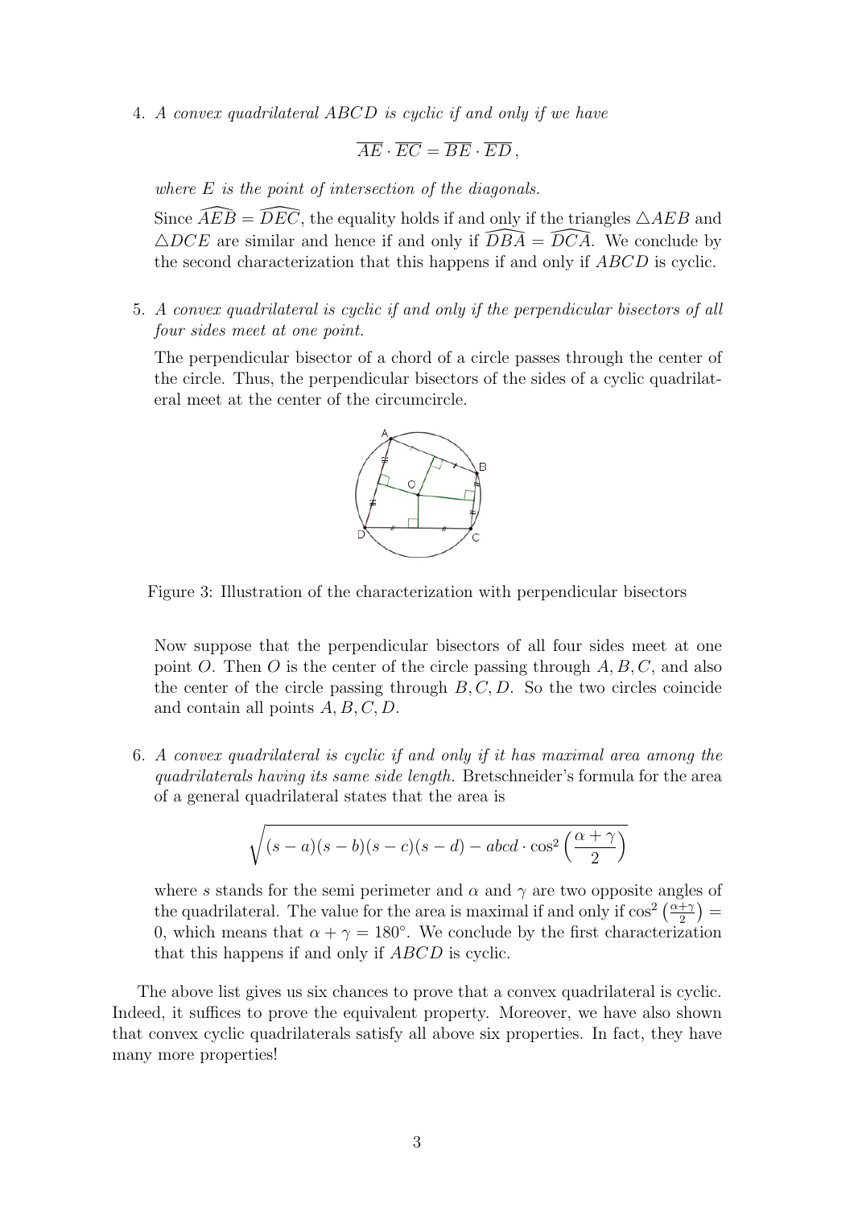4. *A convex quadrilateral ABCD is cyclic if and only if we have*

$$\overline{AE} \cdot \overline{EC} = \overline{BE} \cdot \overline{ED}\,,$$

*where E is the point of intersection of the diagonals.*

Since $\widehat{AEB} = \widehat{DEC}$, the equality holds if and only if the triangles $\triangle AEB$ and $\triangle DCE$ are similar and hence if and only if $\widehat{DBA} = \widehat{DCA}$. We conclude by the second characterization that this happens if and only if $ABCD$ is cyclic.

5. *A convex quadrilateral is cyclic if and only if the perpendicular bisectors of all four sides meet at one point.*

The perpendicular bisector of a chord of a circle passes through the center of the circle. Thus, the perpendicular bisectors of the sides of a cyclic quadrilateral meet at the center of the circumcircle.

Figure 3: Illustration of the characterization with perpendicular bisectors

Now suppose that the perpendicular bisectors of all four sides meet at one point $O$. Then $O$ is the center of the circle passing through $A, B, C$, and also the center of the circle passing through $B, C, D$. So the two circles coincide and contain all points $A, B, C, D$.

6. *A convex quadrilateral is cyclic if and only if it has maximal area among the quadrilaterals having its same side length.* Bretschneider's formula for the area of a general quadrilateral states that the area is

$$\sqrt{(s-a)(s-b)(s-c)(s-d) - abcd \cdot \cos^2\left(\frac{\alpha+\gamma}{2}\right)}$$

where $s$ stands for the semi perimeter and $\alpha$ and $\gamma$ are two opposite angles of the quadrilateral. The value for the area is maximal if and only if $\cos^2\left(\frac{\alpha+\gamma}{2}\right) = 0$, which means that $\alpha + \gamma = 180°$. We conclude by the first characterization that this happens if and only if $ABCD$ is cyclic.

The above list gives us six chances to prove that a convex quadrilateral is cyclic. Indeed, it suffices to prove the equivalent property. Moreover, we have also shown that convex cyclic quadrilaterals satisfy all above six properties. In fact, they have many more properties!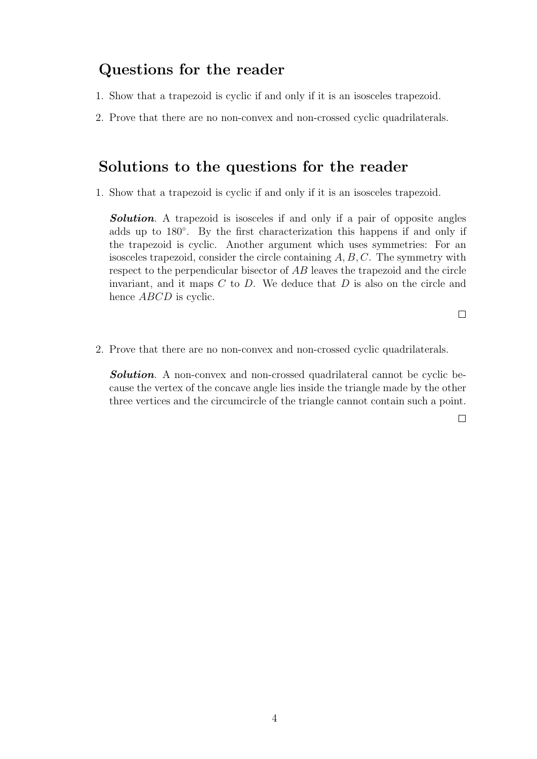## Questions for the reader

1. Show that a trapezoid is cyclic if and only if it is an isosceles trapezoid.
2. Prove that there are no non-convex and non-crossed cyclic quadrilaterals.

## Solutions to the questions for the reader

1. Show that a trapezoid is cyclic if and only if it is an isosceles trapezoid.

   ***Solution***. A trapezoid is isosceles if and only if a pair of opposite angles adds up to $180°$. By the first characterization this happens if and only if the trapezoid is cyclic. Another argument which uses symmetries: For an isosceles trapezoid, consider the circle containing $A, B, C$. The symmetry with respect to the perpendicular bisector of $AB$ leaves the trapezoid and the circle invariant, and it maps $C$ to $D$. We deduce that $D$ is also on the circle and hence $ABCD$ is cyclic.

   □

2. Prove that there are no non-convex and non-crossed cyclic quadrilaterals.

   ***Solution***. A non-convex and non-crossed quadrilateral cannot be cyclic because the vertex of the concave angle lies inside the triangle made by the other three vertices and the circumcircle of the triangle cannot contain such a point.

   □